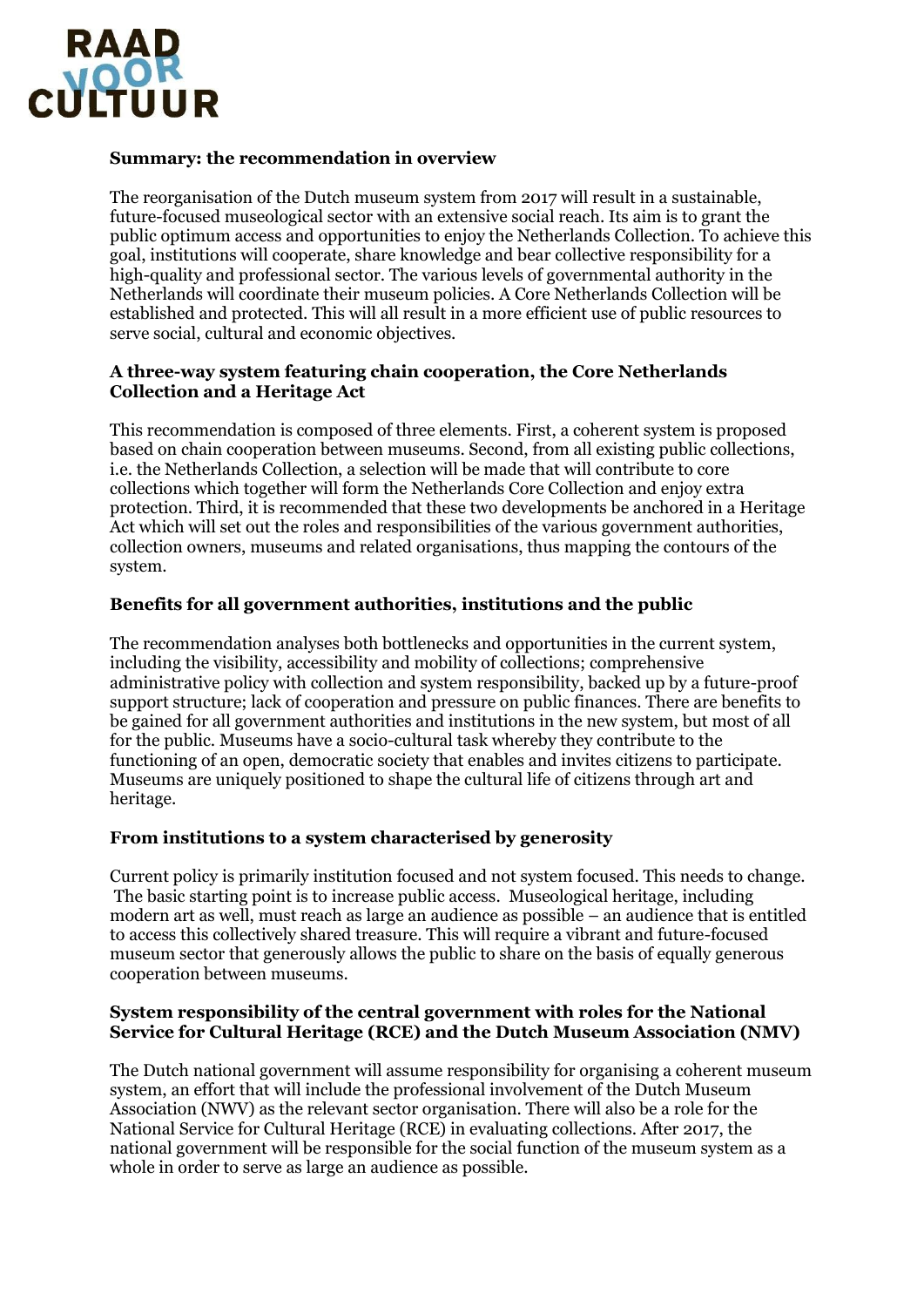RAAD VOOR CULTUUR

**Summary: the recommendation in overview**

The reorganisation of the Dutch museum system from 2017 will result in a sustainable, future-focused museological sector with an extensive social reach. Its aim is to grant the public optimum access and opportunities to enjoy the Netherlands Collection. To achieve this goal, institutions will cooperate, share knowledge and bear collective responsibility for a high-quality and professional sector. The various levels of governmental authority in the Netherlands will coordinate their museum policies. A Core Netherlands Collection will be established and protected. This will all result in a more efficient use of public resources to serve social, cultural and economic objectives.

**A three-way system featuring chain cooperation, the Core Netherlands Collection and a Heritage Act**

This recommendation is composed of three elements. First, a coherent system is proposed based on chain cooperation between museums. Second, from all existing public collections, i.e. the Netherlands Collection, a selection will be made that will contribute to core collections which together will form the Netherlands Core Collection and enjoy extra protection. Third, it is recommended that these two developments be anchored in a Heritage Act which will set out the roles and responsibilities of the various government authorities, collection owners, museums and related organisations, thus mapping the contours of the system.

**Benefits for all government authorities, institutions and the public**

The recommendation analyses both bottlenecks and opportunities in the current system, including the visibility, accessibility and mobility of collections; comprehensive administrative policy with collection and system responsibility, backed up by a future-proof support structure; lack of cooperation and pressure on public finances. There are benefits to be gained for all government authorities and institutions in the new system, but most of all for the public. Museums have a socio-cultural task whereby they contribute to the functioning of an open, democratic society that enables and invites citizens to participate. Museums are uniquely positioned to shape the cultural life of citizens through art and heritage.

**From institutions to a system characterised by generosity**

Current policy is primarily institution focused and not system focused. This needs to change. The basic starting point is to increase public access. Museological heritage, including modern art as well, must reach as large an audience as possible – an audience that is entitled to access this collectively shared treasure. This will require a vibrant and future-focused museum sector that generously allows the public to share on the basis of equally generous cooperation between museums.

**System responsibility of the central government with roles for the National Service for Cultural Heritage (RCE) and the Dutch Museum Association (NMV)**

The Dutch national government will assume responsibility for organising a coherent museum system, an effort that will include the professional involvement of the Dutch Museum Association (NWV) as the relevant sector organisation. There will also be a role for the National Service for Cultural Heritage (RCE) in evaluating collections. After 2017, the national government will be responsible for the social function of the museum system as a whole in order to serve as large an audience as possible.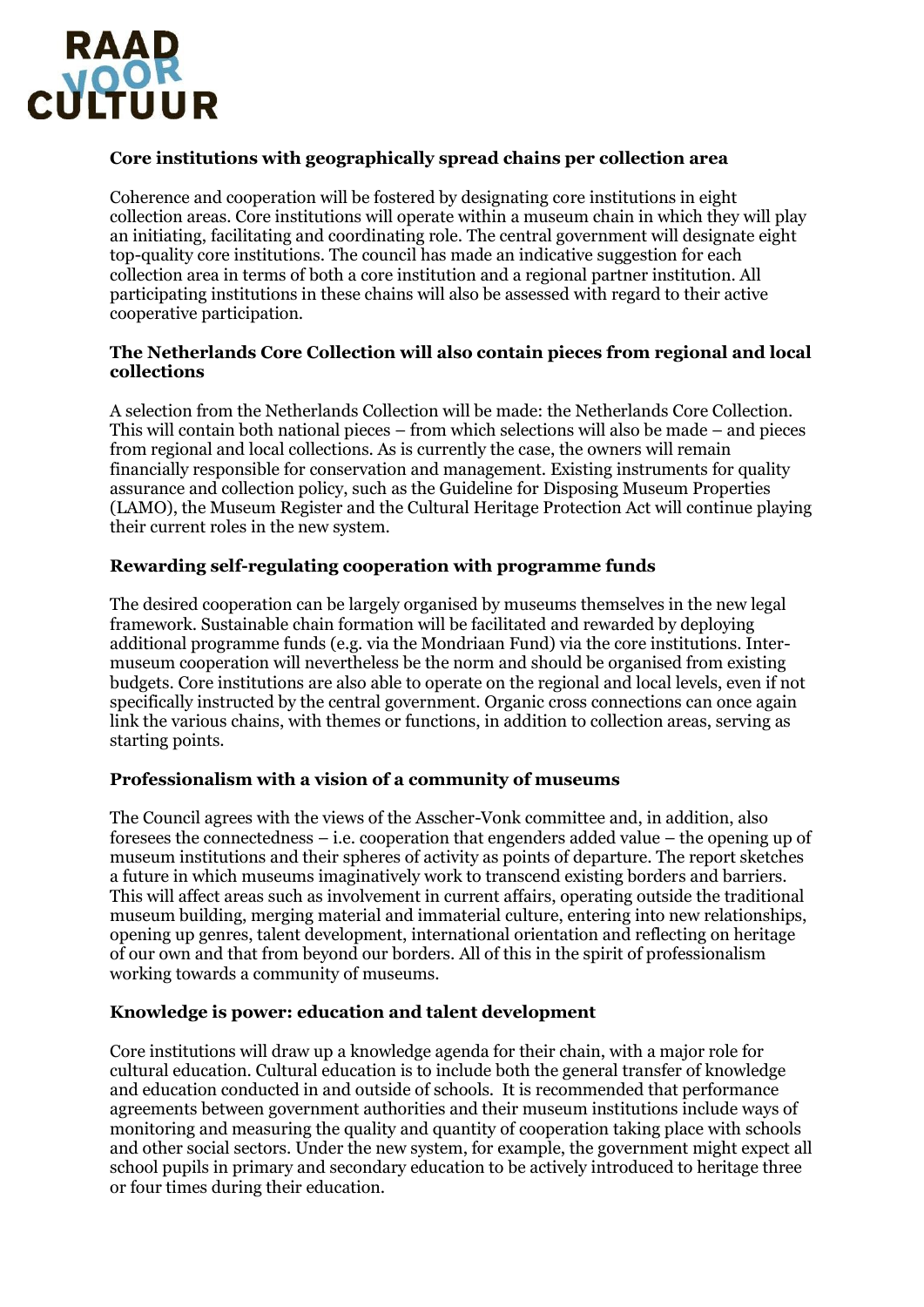## Core institutions with geographically spread chains per collection area

Coherence and cooperation will be fostered by designating core institutions in eight collection areas. Core institutions will operate within a museum chain in which they will play an initiating, facilitating and coordinating role. The central government will designate eight top-quality core institutions. The council has made an indicative suggestion for each collection area in terms of both a core institution and a regional partner institution. All participating institutions in these chains will also be assessed with regard to their active cooperative participation.

## The Netherlands Core Collection will also contain pieces from regional and local collections

A selection from the Netherlands Collection will be made: the Netherlands Core Collection. This will contain both national pieces – from which selections will also be made – and pieces from regional and local collections. As is currently the case, the owners will remain financially responsible for conservation and management. Existing instruments for quality assurance and collection policy, such as the Guideline for Disposing Museum Properties (LAMO), the Museum Register and the Cultural Heritage Protection Act will continue playing their current roles in the new system.

## Rewarding self-regulating cooperation with programme funds

The desired cooperation can be largely organised by museums themselves in the new legal framework. Sustainable chain formation will be facilitated and rewarded by deploying additional programme funds (e.g. via the Mondriaan Fund) via the core institutions. Inter-museum cooperation will nevertheless be the norm and should be organised from existing budgets. Core institutions are also able to operate on the regional and local levels, even if not specifically instructed by the central government. Organic cross connections can once again link the various chains, with themes or functions, in addition to collection areas, serving as starting points.

## Professionalism with a vision of a community of museums

The Council agrees with the views of the Asscher-Vonk committee and, in addition, also foresees the connectedness – i.e. cooperation that engenders added value – the opening up of museum institutions and their spheres of activity as points of departure. The report sketches a future in which museums imaginatively work to transcend existing borders and barriers. This will affect areas such as involvement in current affairs, operating outside the traditional museum building, merging material and immaterial culture, entering into new relationships, opening up genres, talent development, international orientation and reflecting on heritage of our own and that from beyond our borders. All of this in the spirit of professionalism working towards a community of museums.

## Knowledge is power: education and talent development

Core institutions will draw up a knowledge agenda for their chain, with a major role for cultural education. Cultural education is to include both the general transfer of knowledge and education conducted in and outside of schools. It is recommended that performance agreements between government authorities and their museum institutions include ways of monitoring and measuring the quality and quantity of cooperation taking place with schools and other social sectors. Under the new system, for example, the government might expect all school pupils in primary and secondary education to be actively introduced to heritage three or four times during their education.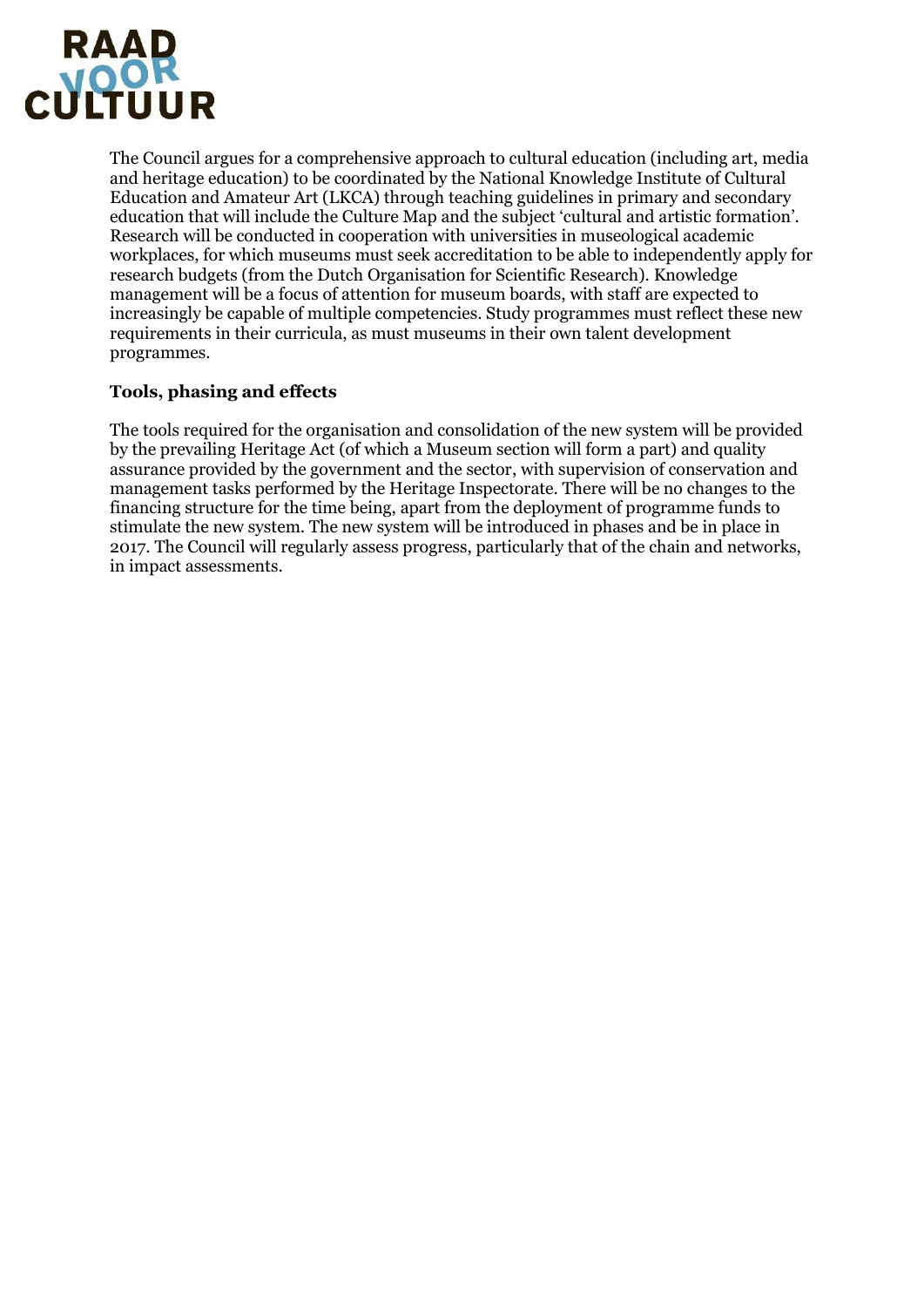The Council argues for a comprehensive approach to cultural education (including art, media and heritage education) to be coordinated by the National Knowledge Institute of Cultural Education and Amateur Art (LKCA) through teaching guidelines in primary and secondary education that will include the Culture Map and the subject 'cultural and artistic formation'. Research will be conducted in cooperation with universities in museological academic workplaces, for which museums must seek accreditation to be able to independently apply for research budgets (from the Dutch Organisation for Scientific Research). Knowledge management will be a focus of attention for museum boards, with staff are expected to increasingly be capable of multiple competencies. Study programmes must reflect these new requirements in their curricula, as must museums in their own talent development programmes.

**Tools, phasing and effects**

The tools required for the organisation and consolidation of the new system will be provided by the prevailing Heritage Act (of which a Museum section will form a part) and quality assurance provided by the government and the sector, with supervision of conservation and management tasks performed by the Heritage Inspectorate. There will be no changes to the financing structure for the time being, apart from the deployment of programme funds to stimulate the new system. The new system will be introduced in phases and be in place in 2017. The Council will regularly assess progress, particularly that of the chain and networks, in impact assessments.